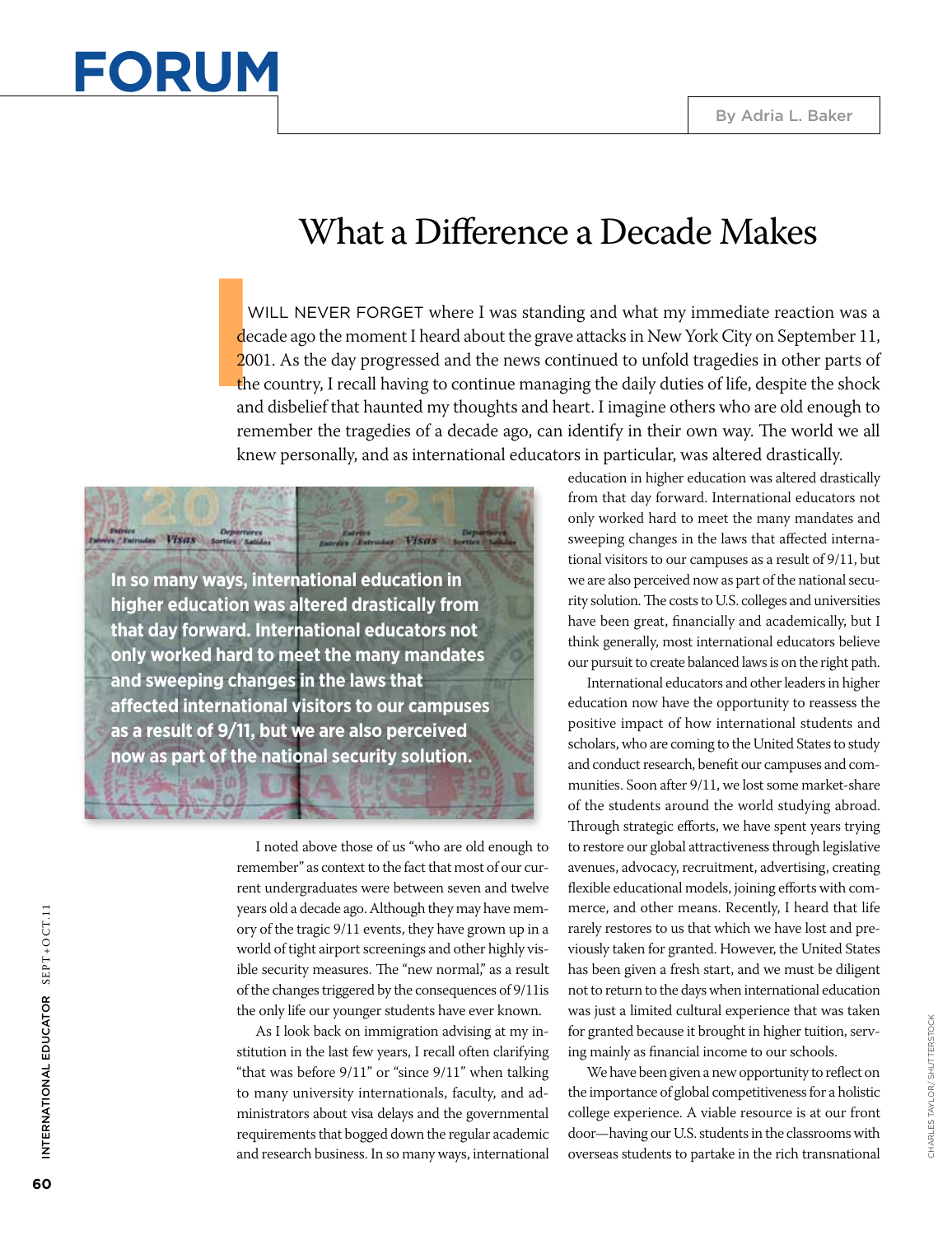# FORUM

By Adria L. Baker

## What a Difference a Decade Makes

I WILL NEVER FORGET where I was standing and what my immediate reaction was a decade ago the moment I heard about the grave attacks in New York City on September 11, 2001. As the day progressed and the news continued to unfold tragedies in other parts of the country, I recall having to continue managing the daily duties of life, despite the shock and disbelief that haunted my thoughts and heart. I imagine others who are old enough to remember the tragedies of a decade ago, can identify in their own way. The world we all knew personally, and as international educators in particular, was altered drastically.

**In so many ways, international education in higher education was altered drastically from that day forward. International educators not only worked hard to meet the many mandates and sweeping changes in the laws that affected international visitors to our campuses as a result of 9/11, but we are also perceived now as part of the national security solution.**

I noted above those of us "who are old enough to remember" as context to the fact that most of our current undergraduates were between seven and twelve years old a decade ago. Although they may have memory of the tragic 9/11 events, they have grown up in a world of tight airport screenings and other highly visible security measures. The "new normal," as a result of the changes triggered by the consequences of 9/11is the only life our younger students have ever known.

As I look back on immigration advising at my institution in the last few years, I recall often clarifying "that was before 9/11" or "since 9/11" when talking to many university internationals, faculty, and administrators about visa delays and the governmental requirements that bogged down the regular academic and research business. In so many ways, international education in higher education was altered drastically from that day forward. International educators not only worked hard to meet the many mandates and sweeping changes in the laws that affected international visitors to our campuses as a result of 9/11, but we are also perceived now as part of the national security solution. The costs to U.S. colleges and universities have been great, financially and academically, but I think generally, most international educators believe our pursuit to create balanced laws is on the right path.

International educators and other leaders in higher education now have the opportunity to reassess the positive impact of how international students and scholars, who are coming to the United States to study and conduct research, benefit our campuses and communities. Soon after 9/11, we lost some market-share of the students around the world studying abroad. Through strategic efforts, we have spent years trying to restore our global attractiveness through legislative avenues, advocacy, recruitment, advertising, creating flexible educational models, joining efforts with commerce, and other means. Recently, I heard that life rarely restores to us that which we have lost and previously taken for granted. However, the United States has been given a fresh start, and we must be diligent not to return to the days when international education was just a limited cultural experience that was taken for granted because it brought in higher tuition, serving mainly as financial income to our schools.

We have been given a new opportunity to reflect on the importance of global competitiveness for a holistic college experience. A viable resource is at our front door—having our U.S. students in the classrooms with overseas students to partake in the rich transnational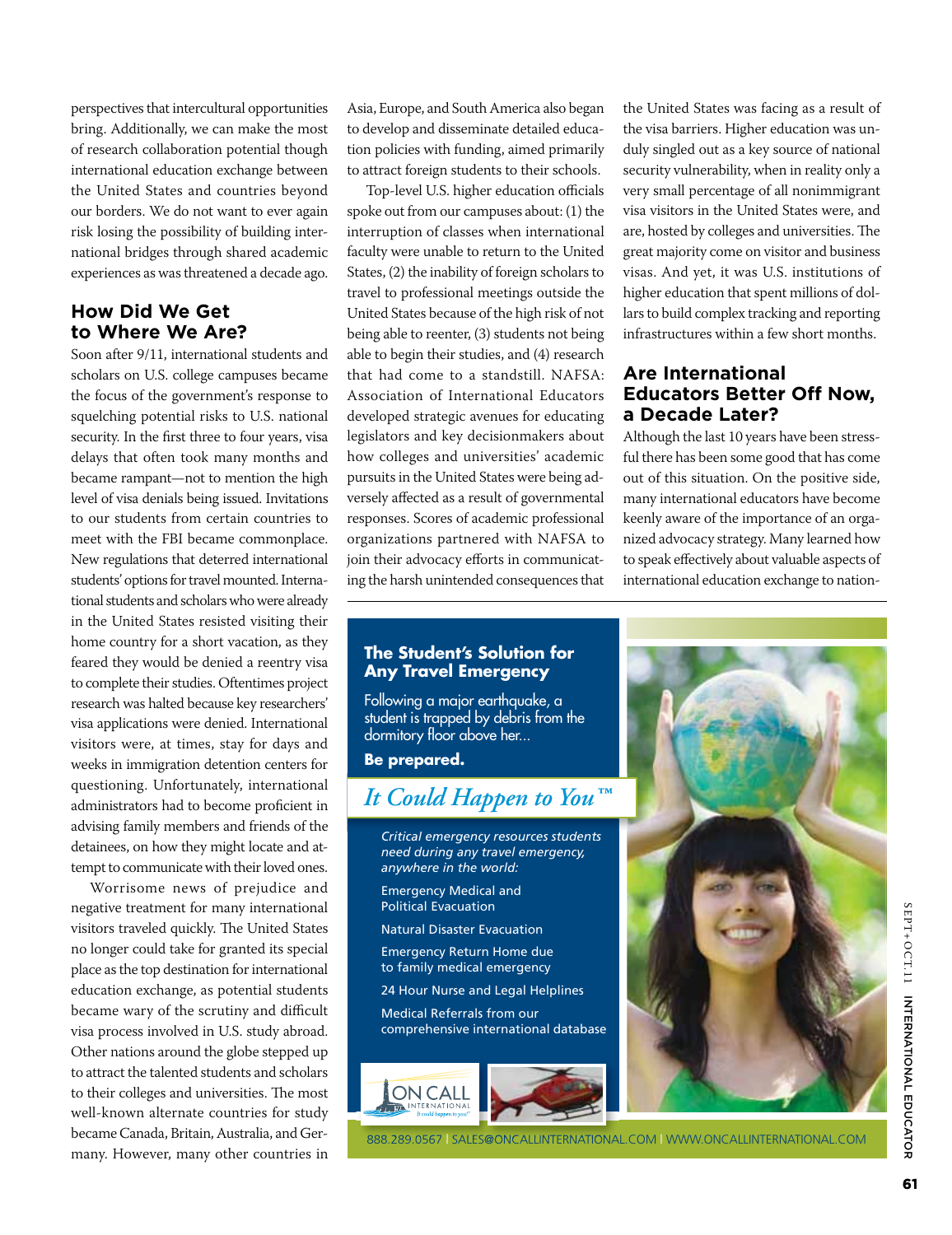perspectives that intercultural opportunities bring. Additionally, we can make the most of research collaboration potential though international education exchange between the United States and countries beyond our borders. We do not want to ever again risk losing the possibility of building international bridges through shared academic experiences as was threatened a decade ago.

## How Did We Get to Where We Are?

Soon after 9/11, international students and scholars on U.S. college campuses became the focus of the government's response to squelching potential risks to U.S. national security. In the first three to four years, visa delays that often took many months and became rampant—not to mention the high level of visa denials being issued. Invitations to our students from certain countries to meet with the FBI became commonplace. New regulations that deterred international students' options for travel mounted. International students and scholars who were already in the United States resisted visiting their home country for a short vacation, as they feared they would be denied a reentry visa to complete their studies. Oftentimes project research was halted because key researchers' visa applications were denied. International visitors were, at times, stay for days and weeks in immigration detention centers for questioning. Unfortunately, international administrators had to become proficient in advising family members and friends of the detainees, on how they might locate and attempt to communicate with their loved ones.

Worrisome news of prejudice and negative treatment for many international visitors traveled quickly. The United States no longer could take for granted its special place as the top destination for international education exchange, as potential students became wary of the scrutiny and difficult visa process involved in U.S. study abroad. Other nations around the globe stepped up to attract the talented students and scholars to their colleges and universities. The most well-known alternate countries for study became Canada, Britain, Australia, and Germany. However, many other countries in Asia, Europe, and South America also began to develop and disseminate detailed education policies with funding, aimed primarily to attract foreign students to their schools.

Top-level U.S. higher education officials spoke out from our campuses about: (1) the interruption of classes when international faculty were unable to return to the United States, (2) the inability of foreign scholars to travel to professional meetings outside the United States because of the high risk of not being able to reenter, (3) students not being able to begin their studies, and (4) research that had come to a standstill. NAFSA: Association of International Educators developed strategic avenues for educating legislators and key decisionmakers about how colleges and universities' academic pursuits in the United States were being adversely affected as a result of governmental responses. Scores of academic professional organizations partnered with NAFSA to join their advocacy efforts in communicating the harsh unintended consequences that the United States was facing as a result of the visa barriers. Higher education was unduly singled out as a key source of national security vulnerability, when in reality only a very small percentage of all nonimmigrant visa visitors in the United States were, and are, hosted by colleges and universities. The great majority come on visitor and business visas. And yet, it was U.S. institutions of higher education that spent millions of dollars to build complex tracking and reporting infrastructures within a few short months.

## Are International Educators Better Off Now, a Decade Later?

Although the last 10 years have been stressful there has been some good that has come out of this situation. On the positive side, many international educators have become keenly aware of the importance of an organized advocacy strategy. Many learned how to speak effectively about valuable aspects of international education exchange to nation-

**The Student's Solution for Any Travel Emergency**

Following a major earthquake, a student is trapped by debris from the dormitory floor above her...

**Be prepared.**

*It Could Happen to You™*

*Critical emergency resources students need during any travel emergency, anywhere in the world:*

- Emergency Medical and Political Evacuation
- Natural Disaster Evacuation
- Emergency Return Home due to family medical emergency
- 24 Hour Nurse and Legal Helplines
- Medical Referrals from our comprehensive international database

ON CALL INTERNATIONAL

888.289.0567 | SALES@ONCALLINTERNATIONAL.COM | WWW.ONCALLINTERNATIONAL.COM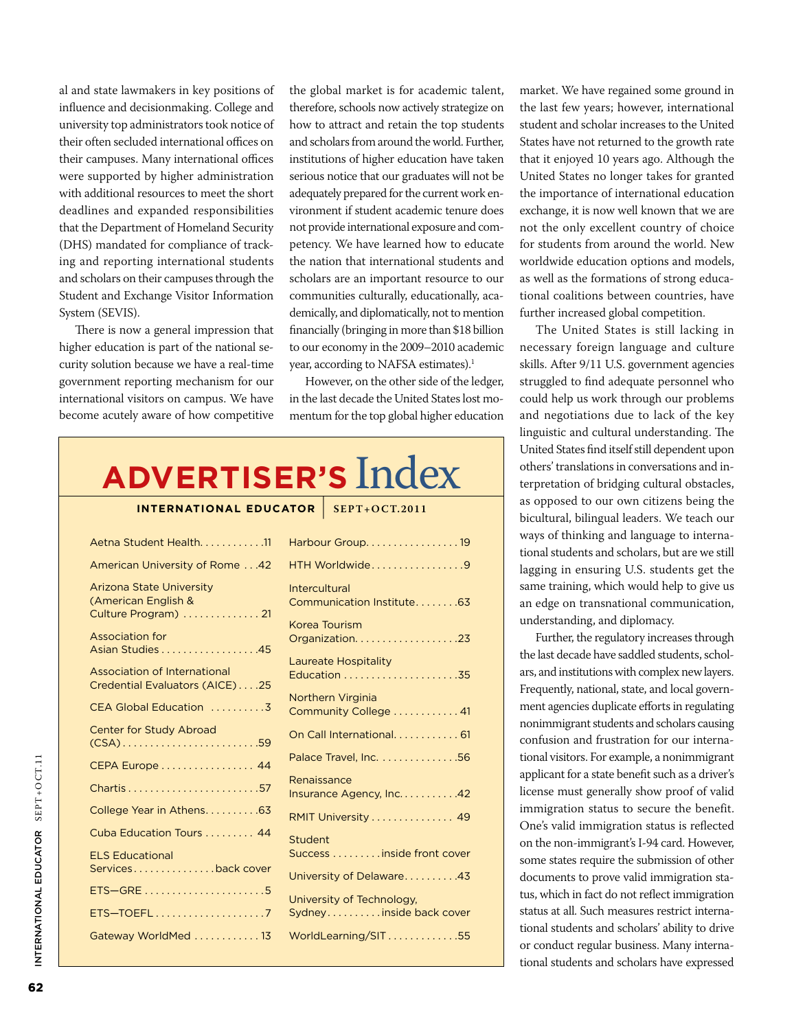al and state lawmakers in key positions of influence and decisionmaking. College and university top administrators took notice of their often secluded international offices on their campuses. Many international offices were supported by higher administration with additional resources to meet the short deadlines and expanded responsibilities that the Department of Homeland Security (DHS) mandated for compliance of tracking and reporting international students and scholars on their campuses through the Student and Exchange Visitor Information System (SEVIS).

There is now a general impression that higher education is part of the national security solution because we have a real-time government reporting mechanism for our international visitors on campus. We have become acutely aware of how competitive the global market is for academic talent, therefore, schools now actively strategize on how to attract and retain the top students and scholars from around the world. Further, institutions of higher education have taken serious notice that our graduates will not be adequately prepared for the current work environment if student academic tenure does not provide international exposure and competency. We have learned how to educate the nation that international students and scholars are an important resource to our communities culturally, educationally, academically, and diplomatically, not to mention financially (bringing in more than $18 billion to our economy in the 2009–2010 academic year, according to NAFSA estimates).[1]

However, on the other side of the ledger, in the last decade the United States lost momentum for the top global higher education market. We have regained some ground in the last few years; however, international student and scholar increases to the United States have not returned to the growth rate that it enjoyed 10 years ago. Although the United States no longer takes for granted the importance of international education exchange, it is now well known that we are not the only excellent country of choice for students from around the world. New worldwide education options and models, as well as the formations of strong educational coalitions between countries, have further increased global competition.

The United States is still lacking in necessary foreign language and culture skills. After 9/11 U.S. government agencies struggled to find adequate personnel who could help us work through our problems and negotiations due to lack of the key linguistic and cultural understanding. The United States find itself still dependent upon others' translations in conversations and interpretation of bridging cultural obstacles, as opposed to our own citizens being the bicultural, bilingual leaders. We teach our ways of thinking and language to international students and scholars, but are we still lagging in ensuring U.S. students get the same training, which would help to give us an edge on transnational communication, understanding, and diplomacy.

Further, the regulatory increases through the last decade have saddled students, scholars, and institutions with complex new layers. Frequently, national, state, and local government agencies duplicate efforts in regulating nonimmigrant students and scholars causing confusion and frustration for our international visitors. For example, a nonimmigrant applicant for a state benefit such as a driver's license must generally show proof of valid immigration status to secure the benefit. One's valid immigration status is reflected on the non-immigrant's I-94 card. However, some states require the submission of other documents to prove valid immigration status, which in fact do not reflect immigration status at all. Such measures restrict international students and scholars' ability to drive or conduct regular business. Many international students and scholars have expressed

## ADVERTISER'S Index

**INTERNATIONAL EDUCATOR | SEPT+OCT.2011**

| Advertiser | Page |
|---|---|
| Aetna Student Health | 11 |
| American University of Rome | 42 |
| Arizona State University (American English & Culture Program) | 21 |
| Association for Asian Studies | 45 |
| Association of International Credential Evaluators (AICE) | 25 |
| CEA Global Education | 3 |
| Center for Study Abroad (CSA) | 59 |
| CEPA Europe | 44 |
| Chartis | 57 |
| College Year in Athens | 63 |
| Cuba Education Tours | 44 |
| ELS Educational Services | back cover |
| ETS—GRE | 5 |
| ETS—TOEFL | 7 |
| Gateway WorldMed | 13 |
| Harbour Group | 19 |
| HTH Worldwide | 9 |
| Intercultural Communication Institute | 63 |
| Korea Tourism Organization | 23 |
| Laureate Hospitality Education | 35 |
| Northern Virginia Community College | 41 |
| On Call International | 61 |
| Palace Travel, Inc. | 56 |
| Renaissance Insurance Agency, Inc. | 42 |
| RMIT University | 49 |
| Student Success | inside front cover |
| University of Delaware | 43 |
| University of Technology, Sydney | inside back cover |
| WorldLearning/SIT | 55 |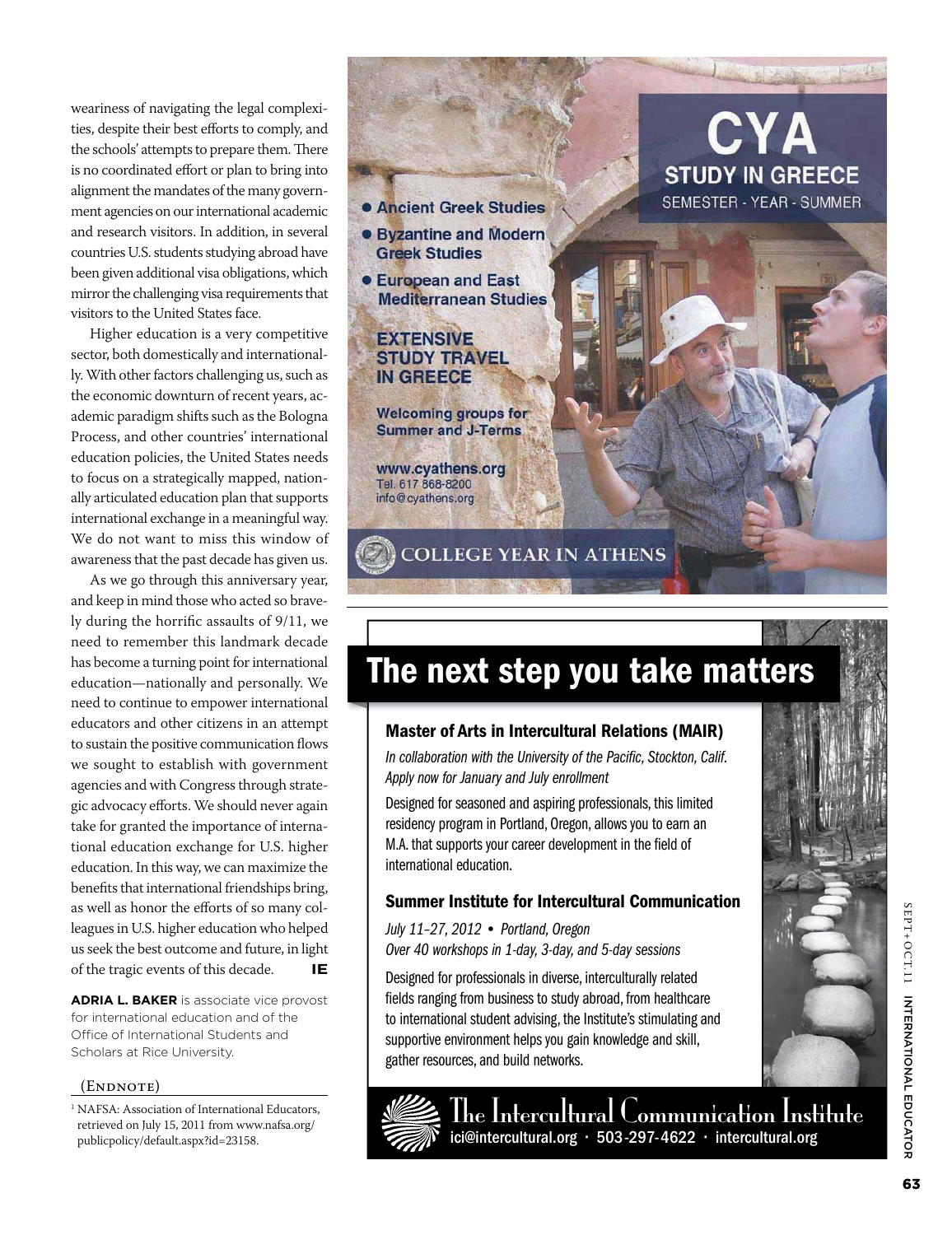weariness of navigating the legal complexities, despite their best efforts to comply, and the schools' attempts to prepare them. There is no coordinated effort or plan to bring into alignment the mandates of the many government agencies on our international academic and research visitors. In addition, in several countries U.S. students studying abroad have been given additional visa obligations, which mirror the challenging visa requirements that visitors to the United States face.

Higher education is a very competitive sector, both domestically and internationally. With other factors challenging us, such as the economic downturn of recent years, academic paradigm shifts such as the Bologna Process, and other countries' international education policies, the United States needs to focus on a strategically mapped, nationally articulated education plan that supports international exchange in a meaningful way. We do not want to miss this window of awareness that the past decade has given us.

As we go through this anniversary year, and keep in mind those who acted so bravely during the horrific assaults of 9/11, we need to remember this landmark decade has become a turning point for international education—nationally and personally. We need to continue to empower international educators and other citizens in an attempt to sustain the positive communication flows we sought to establish with government agencies and with Congress through strategic advocacy efforts. We should never again take for granted the importance of international education exchange for U.S. higher education. In this way, we can maximize the benefits that international friendships bring, as well as honor the efforts of so many colleagues in U.S. higher education who helped us seek the best outcome and future, in light of the tragic events of this decade. **IE**

**ADRIA L. BAKER** is associate vice provost for international education and of the Office of International Students and Scholars at Rice University.

(ENDNOTE)

[1] NAFSA: Association of International Educators, retrieved on July 15, 2011 from www.nafsa.org/publicpolicy/default.aspx?id=23158.

**CYA**
**STUDY IN GREECE**
SEMESTER - YEAR - SUMMER

- Ancient Greek Studies
- Byzantine and Modern Greek Studies
- European and East Mediterranean Studies

**EXTENSIVE STUDY TRAVEL IN GREECE**

Welcoming groups for Summer and J-Terms

www.cyathens.org
Tel. 617 868-8200
info@cyathens.org

COLLEGE YEAR IN ATHENS

# The next step you take matters

### Master of Arts in Intercultural Relations (MAIR)

*In collaboration with the University of the Pacific, Stockton, Calif.*
*Apply now for January and July enrollment*

Designed for seasoned and aspiring professionals, this limited residency program in Portland, Oregon, allows you to earn an M.A. that supports your career development in the field of international education.

### Summer Institute for Intercultural Communication

*July 11–27, 2012 • Portland, Oregon*
*Over 40 workshops in 1-day, 3-day, and 5-day sessions*

Designed for professionals in diverse, interculturally related fields ranging from business to study abroad, from healthcare to international student advising, the Institute's stimulating and supportive environment helps you gain knowledge and skill, gather resources, and build networks.

The Intercultural Communication Institute
ici@intercultural.org · 503-297-4622 · intercultural.org